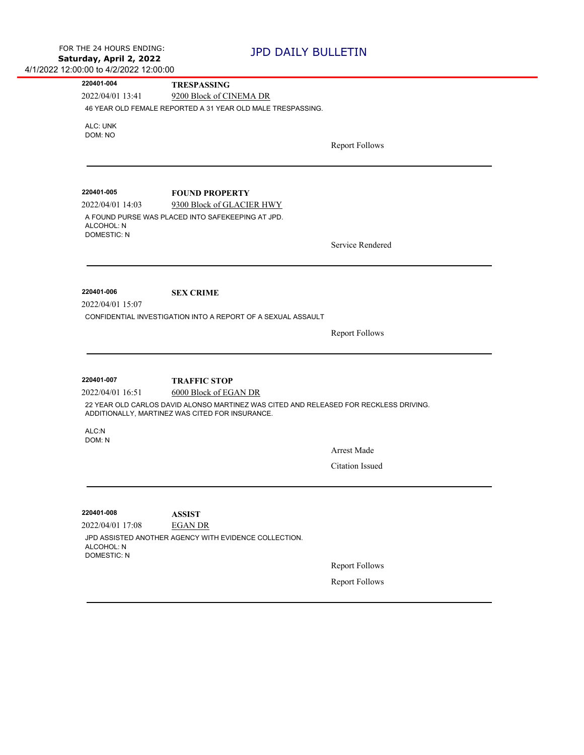FOR THE 24 HOURS ENDING:
**Saturday, April 2, 2022**
4/1/2022 12:00:00 to 4/2/2022 12:00:00

# JPD DAILY BULLETIN

---

**220401-004** **TRESPASSING**
2022/04/01 13:41 9200 Block of CINEMA DR

46 YEAR OLD FEMALE REPORTED A 31 YEAR OLD MALE TRESPASSING.

ALC: UNK
DOM: NO

Report Follows

---

**220401-005** **FOUND PROPERTY**
2022/04/01 14:03 9300 Block of GLACIER HWY

A FOUND PURSE WAS PLACED INTO SAFEKEEPING AT JPD.
ALCOHOL: N
DOMESTIC: N

Service Rendered

---

**220401-006** **SEX CRIME**
2022/04/01 15:07

CONFIDENTIAL INVESTIGATION INTO A REPORT OF A SEXUAL ASSAULT

Report Follows

---

**220401-007** **TRAFFIC STOP**
2022/04/01 16:51 6000 Block of EGAN DR

22 YEAR OLD CARLOS DAVID ALONSO MARTINEZ WAS CITED AND RELEASED FOR RECKLESS DRIVING. ADDITIONALLY, MARTINEZ WAS CITED FOR INSURANCE.

ALC:N
DOM: N

Arrest Made

Citation Issued

---

**220401-008** **ASSIST**
2022/04/01 17:08 EGAN DR

JPD ASSISTED ANOTHER AGENCY WITH EVIDENCE COLLECTION.
ALCOHOL: N
DOMESTIC: N

Report Follows

Report Follows

---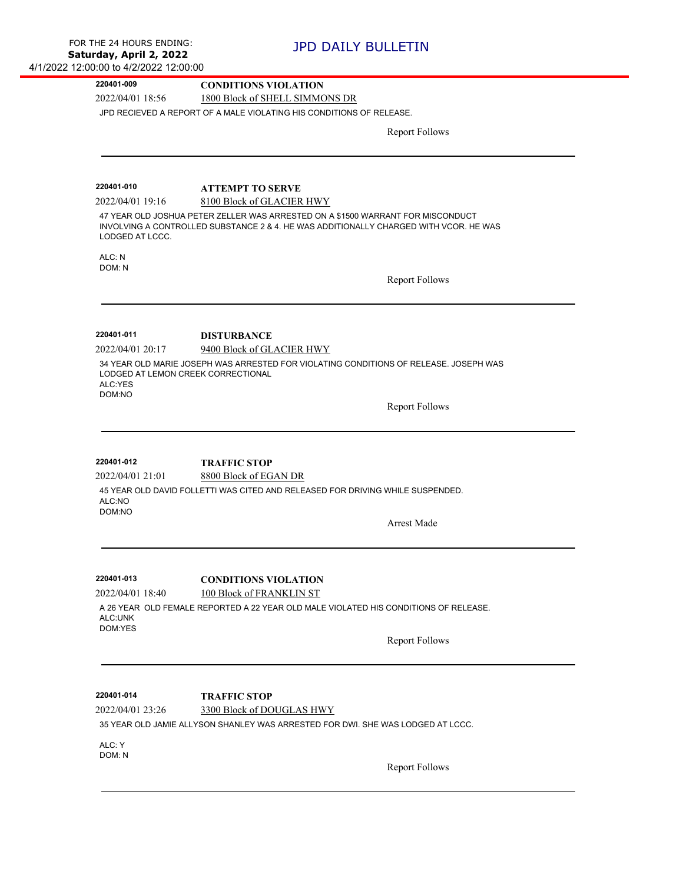**220401-009** **CONDITIONS VIOLATION**

2022/04/01 18:56 1800 Block of SHELL SIMMONS DR

JPD RECIEVED A REPORT OF A MALE VIOLATING HIS CONDITIONS OF RELEASE.

Report Follows

---

**220401-010** **ATTEMPT TO SERVE**

2022/04/01 19:16 8100 Block of GLACIER HWY

47 YEAR OLD JOSHUA PETER ZELLER WAS ARRESTED ON A $1500 WARRANT FOR MISCONDUCT INVOLVING A CONTROLLED SUBSTANCE 2 & 4. HE WAS ADDITIONALLY CHARGED WITH VCOR. HE WAS LODGED AT LCCC.

ALC: N
DOM: N

Report Follows

---

**220401-011** **DISTURBANCE**

2022/04/01 20:17 9400 Block of GLACIER HWY

34 YEAR OLD MARIE JOSEPH WAS ARRESTED FOR VIOLATING CONDITIONS OF RELEASE. JOSEPH WAS LODGED AT LEMON CREEK CORRECTIONAL
ALC:YES
DOM:NO

Report Follows

---

**220401-012** **TRAFFIC STOP**

2022/04/01 21:01 8800 Block of EGAN DR

45 YEAR OLD DAVID FOLLETTI WAS CITED AND RELEASED FOR DRIVING WHILE SUSPENDED.
ALC:NO
DOM:NO

Arrest Made

---

**220401-013** **CONDITIONS VIOLATION**

2022/04/01 18:40 100 Block of FRANKLIN ST

A 26 YEAR OLD FEMALE REPORTED A 22 YEAR OLD MALE VIOLATED HIS CONDITIONS OF RELEASE.
ALC:UNK
DOM:YES

Report Follows

---

**220401-014** **TRAFFIC STOP**

2022/04/01 23:26 3300 Block of DOUGLAS HWY

35 YEAR OLD JAMIE ALLYSON SHANLEY WAS ARRESTED FOR DWI. SHE WAS LODGED AT LCCC.

ALC: Y
DOM: N

Report Follows

---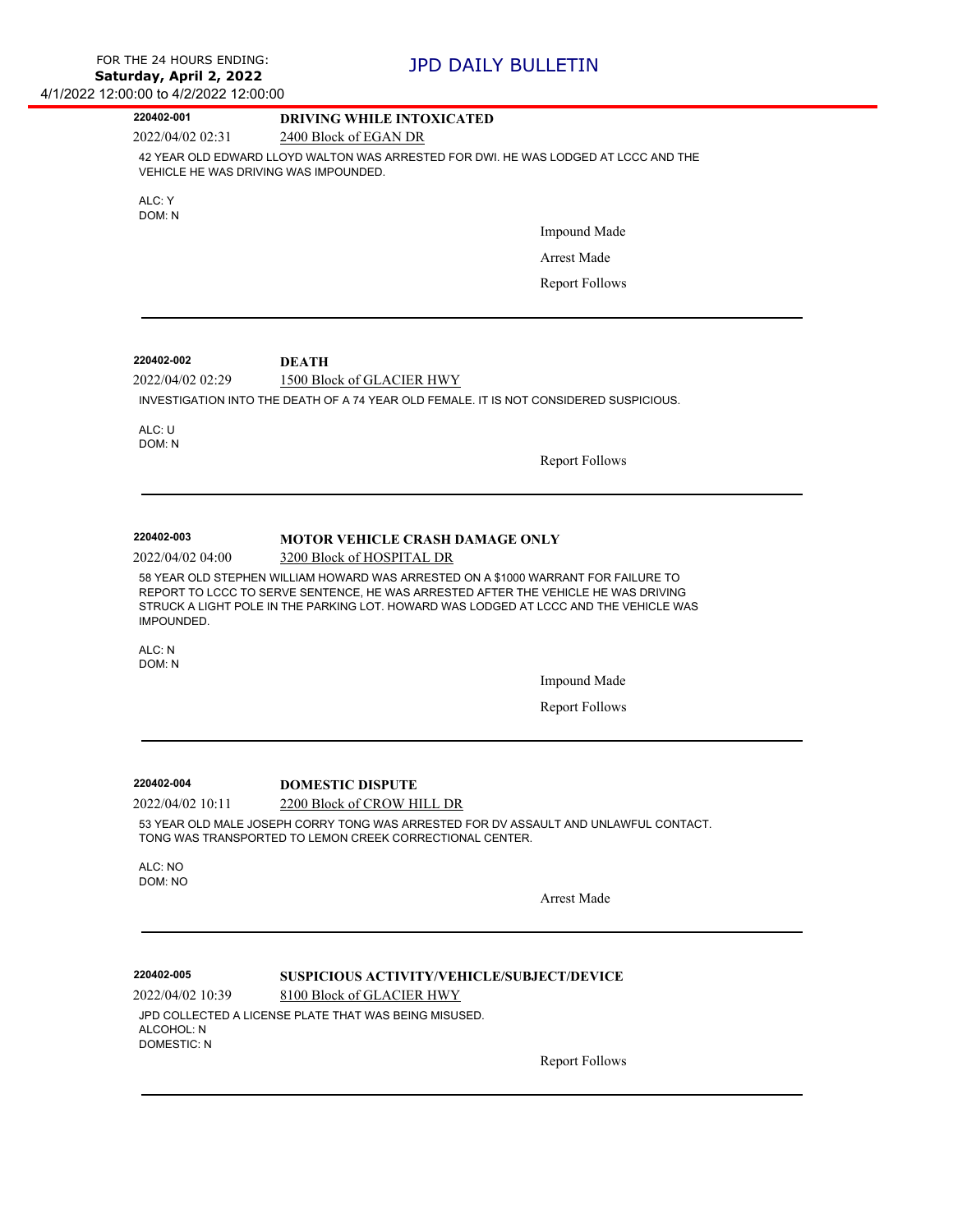FOR THE 24 HOURS ENDING:
**Saturday, April 2, 2022**
4/1/2022 12:00:00 to 4/2/2022 12:00:00

# JPD DAILY BULLETIN

**220402-001** **DRIVING WHILE INTOXICATED**
2022/04/02 02:31 2400 Block of EGAN DR

42 YEAR OLD EDWARD LLOYD WALTON WAS ARRESTED FOR DWI. HE WAS LODGED AT LCCC AND THE VEHICLE HE WAS DRIVING WAS IMPOUNDED.

ALC: Y
DOM: N

Impound Made
Arrest Made
Report Follows

---

**220402-002** **DEATH**
2022/04/02 02:29 1500 Block of GLACIER HWY

INVESTIGATION INTO THE DEATH OF A 74 YEAR OLD FEMALE. IT IS NOT CONSIDERED SUSPICIOUS.

ALC: U
DOM: N

Report Follows

---

**220402-003** **MOTOR VEHICLE CRASH DAMAGE ONLY**
2022/04/02 04:00 3200 Block of HOSPITAL DR

58 YEAR OLD STEPHEN WILLIAM HOWARD WAS ARRESTED ON A $1000 WARRANT FOR FAILURE TO REPORT TO LCCC TO SERVE SENTENCE, HE WAS ARRESTED AFTER THE VEHICLE HE WAS DRIVING STRUCK A LIGHT POLE IN THE PARKING LOT. HOWARD WAS LODGED AT LCCC AND THE VEHICLE WAS IMPOUNDED.

ALC: N
DOM: N

Impound Made
Report Follows

---

**220402-004** **DOMESTIC DISPUTE**
2022/04/02 10:11 2200 Block of CROW HILL DR

53 YEAR OLD MALE JOSEPH CORRY TONG WAS ARRESTED FOR DV ASSAULT AND UNLAWFUL CONTACT. TONG WAS TRANSPORTED TO LEMON CREEK CORRECTIONAL CENTER.

ALC: NO
DOM: NO

Arrest Made

---

**220402-005** **SUSPICIOUS ACTIVITY/VEHICLE/SUBJECT/DEVICE**
2022/04/02 10:39 8100 Block of GLACIER HWY

JPD COLLECTED A LICENSE PLATE THAT WAS BEING MISUSED.
ALCOHOL: N
DOMESTIC: N

Report Follows

---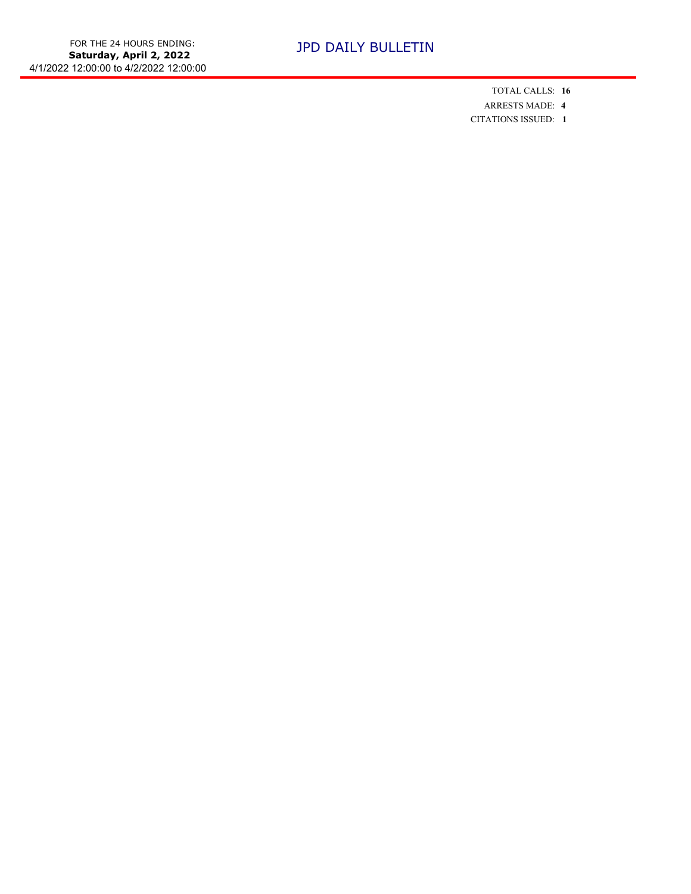FOR THE 24 HOURS ENDING:
**Saturday, April 2, 2022**
4/1/2022 12:00:00 to 4/2/2022 12:00:00

# JPD DAILY BULLETIN

TOTAL CALLS: **16**
ARRESTS MADE: **4**
CITATIONS ISSUED: **1**